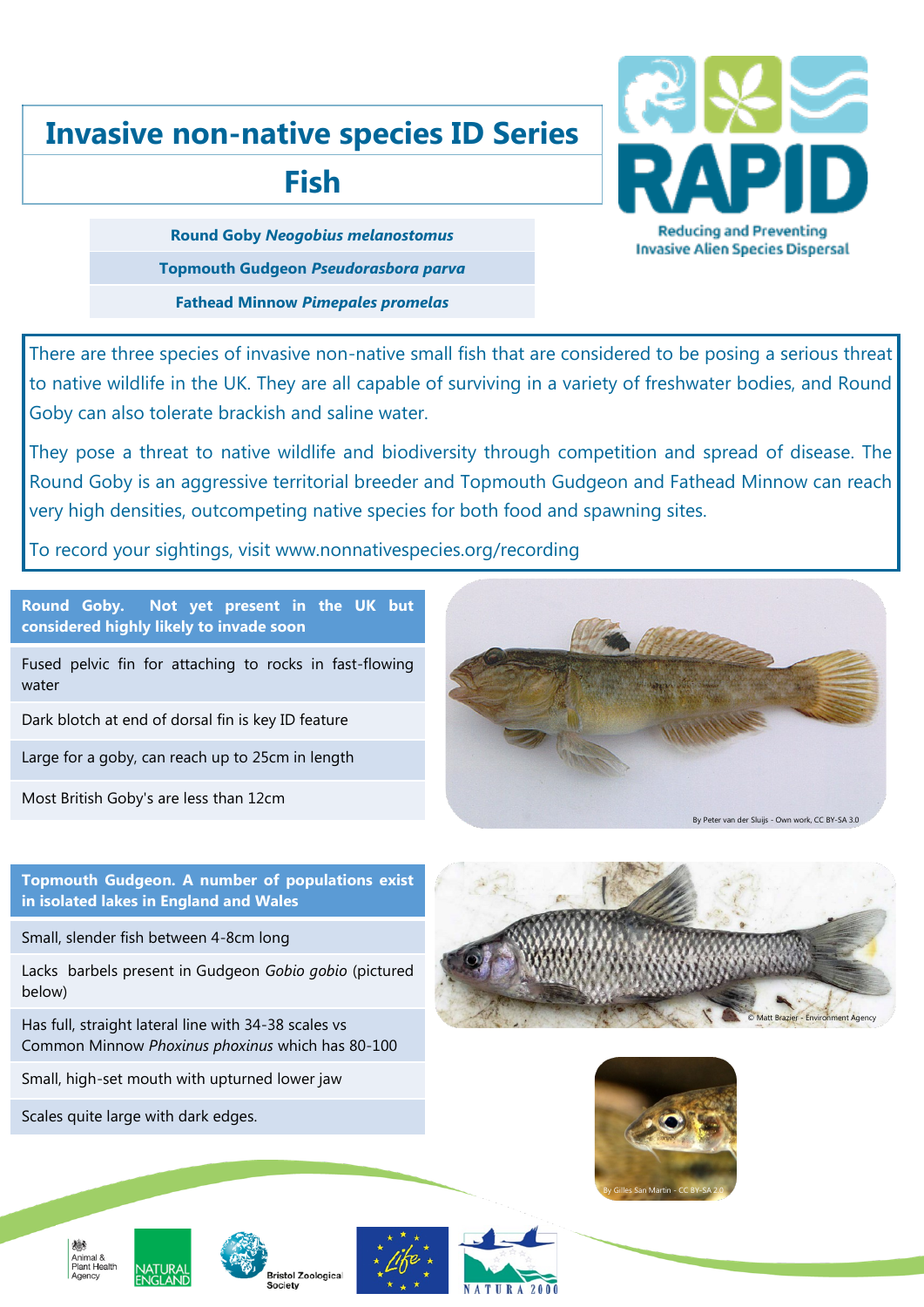# Invasive non-native species ID Series

## Fish

**Round Goby *Neogobius melanostomus***

**Topmouth Gudgeon *Pseudorasbora parva***

**Fathead Minnow *Pimepales promelas***

RAPID — Reducing and Preventing Invasive Alien Species Dispersal

There are three species of invasive non-native small fish that are considered to be posing a serious threat to native wildlife in the UK. They are all capable of surviving in a variety of freshwater bodies, and Round Goby can also tolerate brackish and saline water.

They pose a threat to native wildlife and biodiversity through competition and spread of disease. The Round Goby is an aggressive territorial breeder and Topmouth Gudgeon and Fathead Minnow can reach very high densities, outcompeting native species for both food and spawning sites.

To record your sightings, visit www.nonnativespecies.org/recording

### Round Goby. Not yet present in the UK but considered highly likely to invade soon

- Fused pelvic fin for attaching to rocks in fast-flowing water
- Dark blotch at end of dorsal fin is key ID feature
- Large for a goby, can reach up to 25cm in length
- Most British Goby's are less than 12cm

By Peter van der Sluijs - Own work, CC BY-SA 3.0

### Topmouth Gudgeon. A number of populations exist in isolated lakes in England and Wales

- Small, slender fish between 4-8cm long
- Lacks barbels present in Gudgeon *Gobio gobio* (pictured below)
- Has full, straight lateral line with 34-38 scales vs Common Minnow *Phoxinus phoxinus* which has 80-100
- Small, high-set mouth with upturned lower jaw
- Scales quite large with dark edges.

© Matt Brazier - Environment Agency

By Gilles San Martin - CC BY-SA 2.0

Animal & Plant Health Agency · Natural England · Bristol Zoological Society · Life · Natura 2000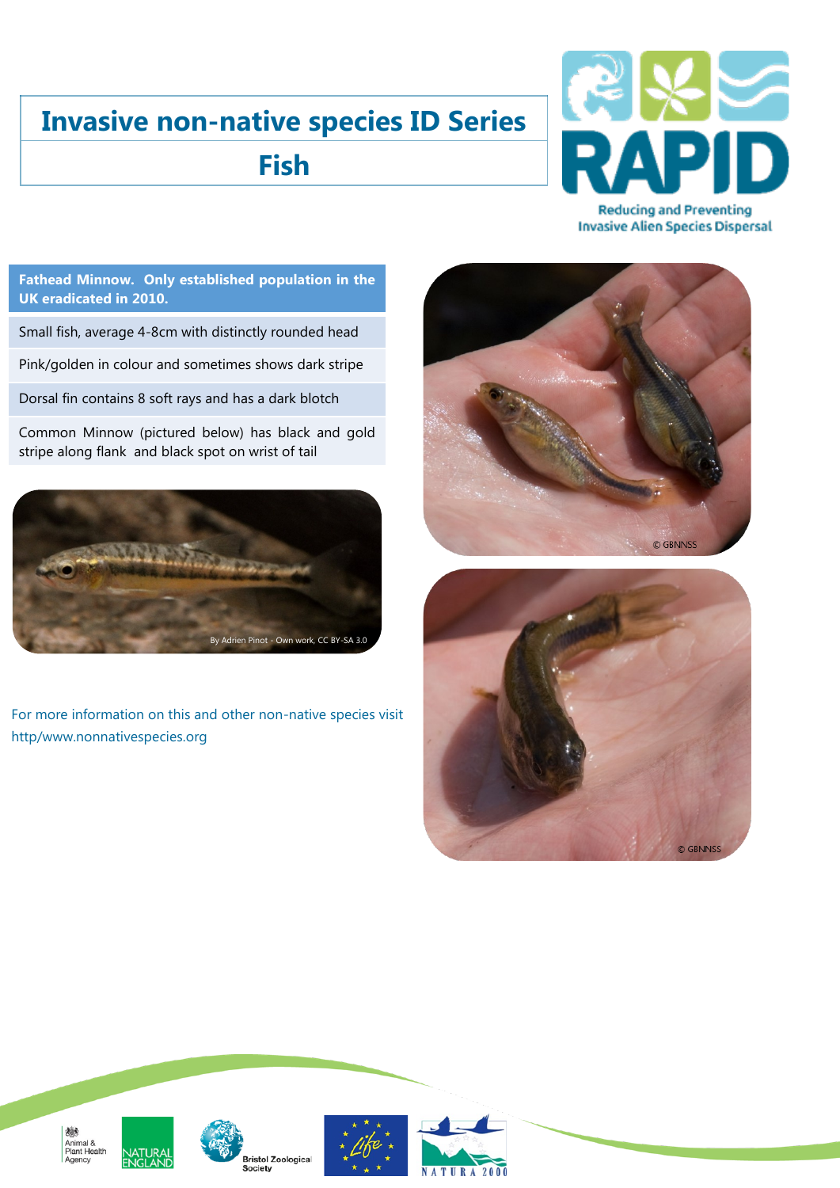# Invasive non-native species ID Series

## Fish

RAPID

Reducing and Preventing Invasive Alien Species Dispersal

**Fathead Minnow. Only established population in the UK eradicated in 2010.**

- Small fish, average 4-8cm with distinctly rounded head
- Pink/golden in colour and sometimes shows dark stripe
- Dorsal fin contains 8 soft rays and has a dark blotch
- Common Minnow (pictured below) has black and gold stripe along flank and black spot on wrist of tail

By Adrien Pinot - Own work, CC BY-SA 3.0

© GBNNSS

© GBNNSS

For more information on this and other non-native species visit http/www.nonnativespecies.org

Animal & Plant Health Agency

NATURAL ENGLAND

Bristol Zoological Society

Life

NATURA 2000